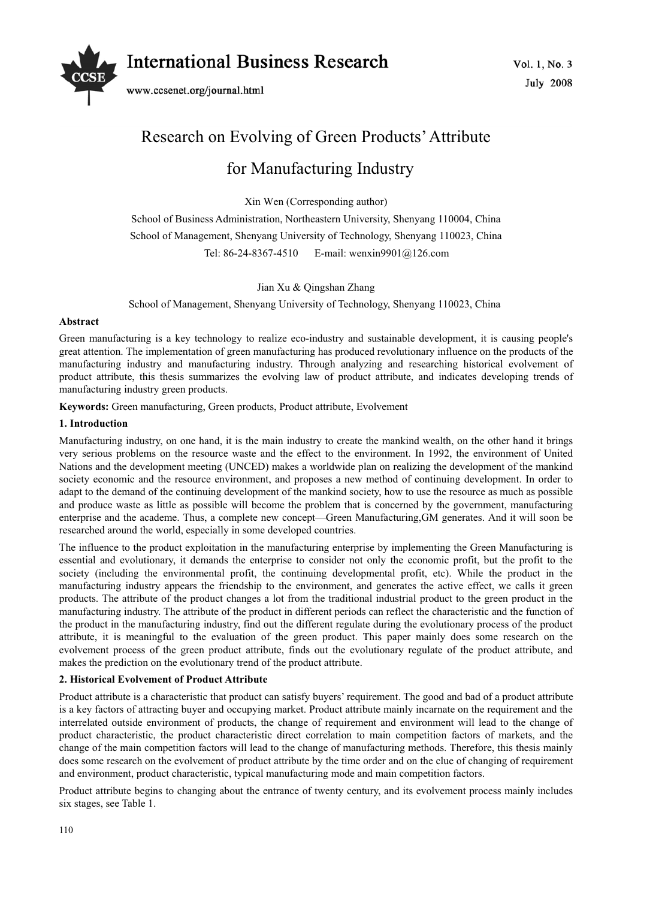# Research on Evolving of Green Products' Attribute for Manufacturing Industry

Xin Wen (Corresponding author)

School of Business Administration, Northeastern University, Shenyang 110004, China

School of Management, Shenyang University of Technology, Shenyang 110023, China

Tel: 86-24-8367-4510 E-mail: wenxin9901@126.com

Jian Xu & Qingshan Zhang

School of Management, Shenyang University of Technology, Shenyang 110023, China

**Abstract**

Green manufacturing is a key technology to realize eco-industry and sustainable development, it is causing people's great attention. The implementation of green manufacturing has produced revolutionary influence on the products of the manufacturing industry and manufacturing industry. Through analyzing and researching historical evolvement of product attribute, this thesis summarizes the evolving law of product attribute, and indicates developing trends of manufacturing industry green products.

**Keywords:** Green manufacturing, Green products, Product attribute, Evolvement

## 1. Introduction

Manufacturing industry, on one hand, it is the main industry to create the mankind wealth, on the other hand it brings very serious problems on the resource waste and the effect to the environment. In 1992, the environment of United Nations and the development meeting (UNCED) makes a worldwide plan on realizing the development of the mankind society economic and the resource environment, and proposes a new method of continuing development. In order to adapt to the demand of the continuing development of the mankind society, how to use the resource as much as possible and produce waste as little as possible will become the problem that is concerned by the government, manufacturing enterprise and the academe. Thus, a complete new concept—Green Manufacturing,GM generates. And it will soon be researched around the world, especially in some developed countries.

The influence to the product exploitation in the manufacturing enterprise by implementing the Green Manufacturing is essential and evolutionary, it demands the enterprise to consider not only the economic profit, but the profit to the society (including the environmental profit, the continuing developmental profit, etc). While the product in the manufacturing industry appears the friendship to the environment, and generates the active effect, we calls it green products. The attribute of the product changes a lot from the traditional industrial product to the green product in the manufacturing industry. The attribute of the product in different periods can reflect the characteristic and the function of the product in the manufacturing industry, find out the different regulate during the evolutionary process of the product attribute, it is meaningful to the evaluation of the green product. This paper mainly does some research on the evolvement process of the green product attribute, finds out the evolutionary regulate of the product attribute, and makes the prediction on the evolutionary trend of the product attribute.

## 2. Historical Evolvement of Product Attribute

Product attribute is a characteristic that product can satisfy buyers' requirement. The good and bad of a product attribute is a key factors of attracting buyer and occupying market. Product attribute mainly incarnate on the requirement and the interrelated outside environment of products, the change of requirement and environment will lead to the change of product characteristic, the product characteristic direct correlation to main competition factors of markets, and the change of the main competition factors will lead to the change of manufacturing methods. Therefore, this thesis mainly does some research on the evolvement of product attribute by the time order and on the clue of changing of requirement and environment, product characteristic, typical manufacturing mode and main competition factors.

Product attribute begins to changing about the entrance of twenty century, and its evolvement process mainly includes six stages, see Table 1.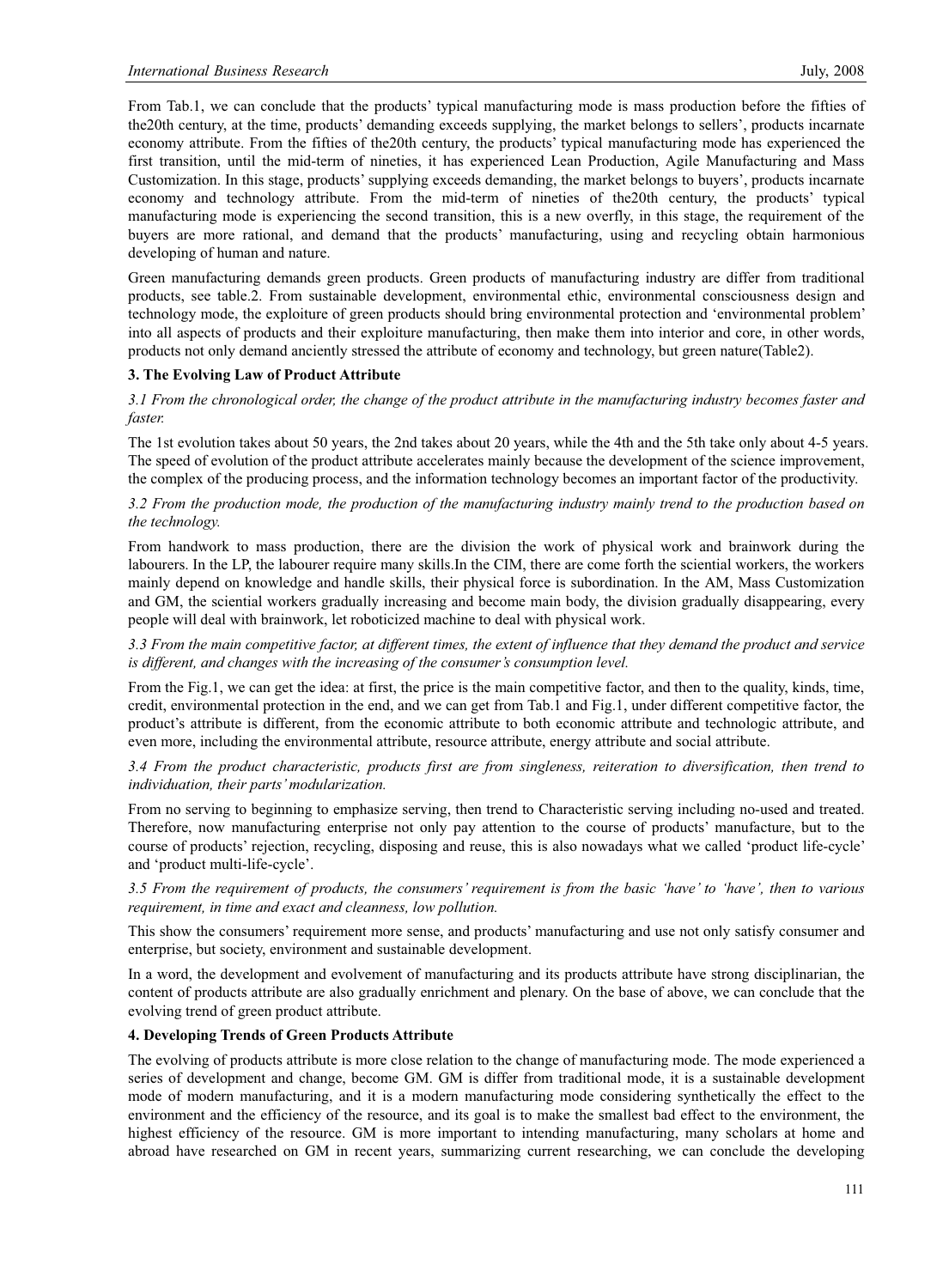From Tab.1, we can conclude that the products' typical manufacturing mode is mass production before the fifties of the20th century, at the time, products' demanding exceeds supplying, the market belongs to sellers', products incarnate economy attribute. From the fifties of the20th century, the products' typical manufacturing mode has experienced the first transition, until the mid-term of nineties, it has experienced Lean Production, Agile Manufacturing and Mass Customization. In this stage, products' supplying exceeds demanding, the market belongs to buyers', products incarnate economy and technology attribute. From the mid-term of nineties of the20th century, the products' typical manufacturing mode is experiencing the second transition, this is a new overfly, in this stage, the requirement of the buyers are more rational, and demand that the products' manufacturing, using and recycling obtain harmonious developing of human and nature.

Green manufacturing demands green products. Green products of manufacturing industry are differ from traditional products, see table.2. From sustainable development, environmental ethic, environmental consciousness design and technology mode, the exploiture of green products should bring environmental protection and 'environmental problem' into all aspects of products and their exploiture manufacturing, then make them into interior and core, in other words, products not only demand anciently stressed the attribute of economy and technology, but green nature(Table2).

### 3. The Evolving Law of Product Attribute

*3.1 From the chronological order, the change of the product attribute in the manufacturing industry becomes faster and faster.*

The 1st evolution takes about 50 years, the 2nd takes about 20 years, while the 4th and the 5th take only about 4-5 years. The speed of evolution of the product attribute accelerates mainly because the development of the science improvement, the complex of the producing process, and the information technology becomes an important factor of the productivity.

*3.2 From the production mode, the production of the manufacturing industry mainly trend to the production based on the technology.*

From handwork to mass production, there are the division the work of physical work and brainwork during the labourers. In the LP, the labourer require many skills.In the CIM, there are come forth the sciential workers, the workers mainly depend on knowledge and handle skills, their physical force is subordination. In the AM, Mass Customization and GM, the sciential workers gradually increasing and become main body, the division gradually disappearing, every people will deal with brainwork, let roboticized machine to deal with physical work.

*3.3 From the main competitive factor, at different times, the extent of influence that they demand the product and service is different, and changes with the increasing of the consumer's consumption level.*

From the Fig.1, we can get the idea: at first, the price is the main competitive factor, and then to the quality, kinds, time, credit, environmental protection in the end, and we can get from Tab.1 and Fig.1, under different competitive factor, the product's attribute is different, from the economic attribute to both economic attribute and technologic attribute, and even more, including the environmental attribute, resource attribute, energy attribute and social attribute.

*3.4 From the product characteristic, products first are from singleness, reiteration to diversification, then trend to individuation, their parts' modularization.*

From no serving to beginning to emphasize serving, then trend to Characteristic serving including no-used and treated. Therefore, now manufacturing enterprise not only pay attention to the course of products' manufacture, but to the course of products' rejection, recycling, disposing and reuse, this is also nowadays what we called 'product life-cycle' and 'product multi-life-cycle'.

*3.5 From the requirement of products, the consumers' requirement is from the basic 'have' to 'have', then to various requirement, in time and exact and cleanness, low pollution.*

This show the consumers' requirement more sense, and products' manufacturing and use not only satisfy consumer and enterprise, but society, environment and sustainable development.

In a word, the development and evolvement of manufacturing and its products attribute have strong disciplinarian, the content of products attribute are also gradually enrichment and plenary. On the base of above, we can conclude that the evolving trend of green product attribute.

### 4. Developing Trends of Green Products Attribute

The evolving of products attribute is more close relation to the change of manufacturing mode. The mode experienced a series of development and change, become GM. GM is differ from traditional mode, it is a sustainable development mode of modern manufacturing, and it is a modern manufacturing mode considering synthetically the effect to the environment and the efficiency of the resource, and its goal is to make the smallest bad effect to the environment, the highest efficiency of the resource. GM is more important to intending manufacturing, many scholars at home and abroad have researched on GM in recent years, summarizing current researching, we can conclude the developing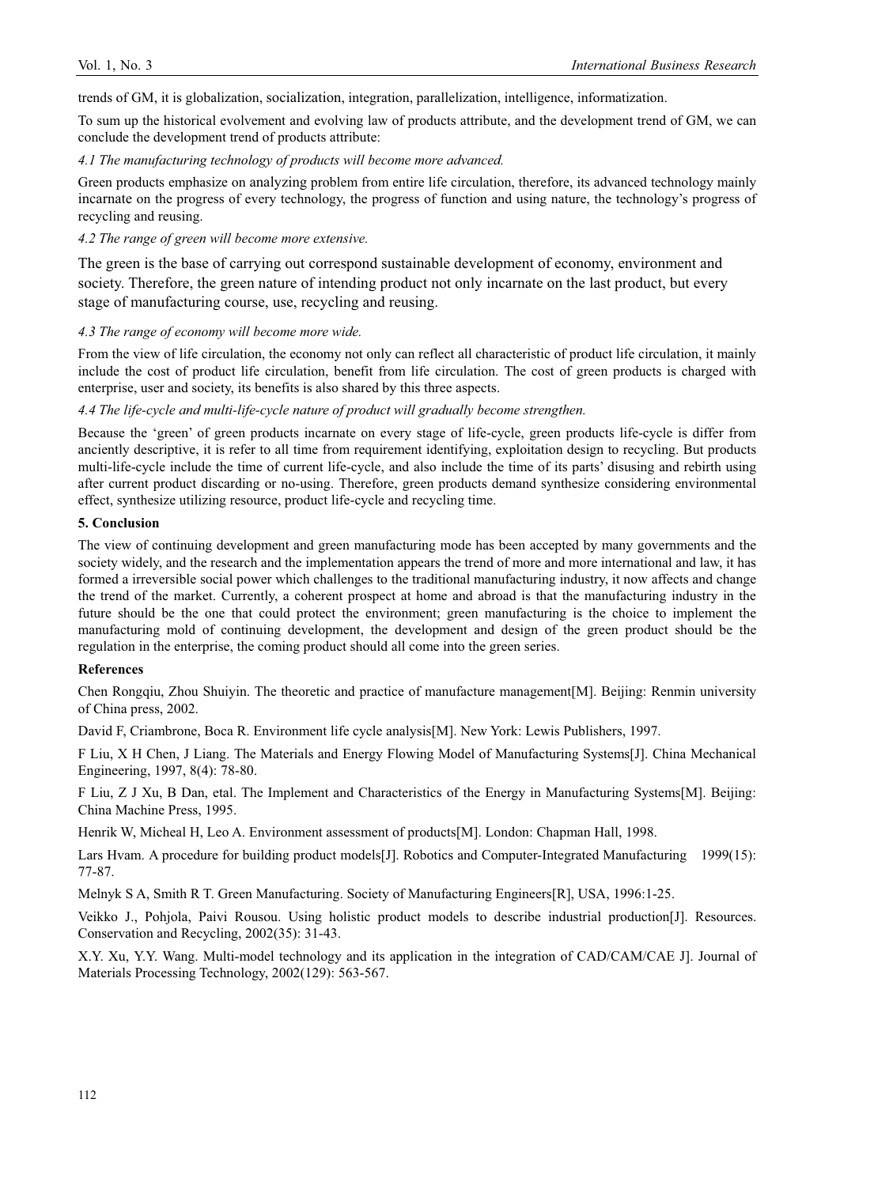trends of GM, it is globalization, socialization, integration, parallelization, intelligence, informatization.

To sum up the historical evolvement and evolving law of products attribute, and the development trend of GM, we can conclude the development trend of products attribute:

*4.1 The manufacturing technology of products will become more advanced.*

Green products emphasize on analyzing problem from entire life circulation, therefore, its advanced technology mainly incarnate on the progress of every technology, the progress of function and using nature, the technology's progress of recycling and reusing.

*4.2 The range of green will become more extensive.*

The green is the base of carrying out correspond sustainable development of economy, environment and society. Therefore, the green nature of intending product not only incarnate on the last product, but every stage of manufacturing course, use, recycling and reusing.

*4.3 The range of economy will become more wide.*

From the view of life circulation, the economy not only can reflect all characteristic of product life circulation, it mainly include the cost of product life circulation, benefit from life circulation. The cost of green products is charged with enterprise, user and society, its benefits is also shared by this three aspects.

*4.4 The life-cycle and multi-life-cycle nature of product will gradually become strengthen.*

Because the 'green' of green products incarnate on every stage of life-cycle, green products life-cycle is differ from anciently descriptive, it is refer to all time from requirement identifying, exploitation design to recycling. But products multi-life-cycle include the time of current life-cycle, and also include the time of its parts' disusing and rebirth using after current product discarding or no-using. Therefore, green products demand synthesize considering environmental effect, synthesize utilizing resource, product life-cycle and recycling time.

## 5. Conclusion

The view of continuing development and green manufacturing mode has been accepted by many governments and the society widely, and the research and the implementation appears the trend of more and more international and law, it has formed a irreversible social power which challenges to the traditional manufacturing industry, it now affects and change the trend of the market. Currently, a coherent prospect at home and abroad is that the manufacturing industry in the future should be the one that could protect the environment; green manufacturing is the choice to implement the manufacturing mold of continuing development, the development and design of the green product should be the regulation in the enterprise, the coming product should all come into the green series.

## References

Chen Rongqiu, Zhou Shuiyin. The theoretic and practice of manufacture management[M]. Beijing: Renmin university of China press, 2002.

David F, Criambrone, Boca R. Environment life cycle analysis[M]. New York: Lewis Publishers, 1997.

F Liu, X H Chen, J Liang. The Materials and Energy Flowing Model of Manufacturing Systems[J]. China Mechanical Engineering, 1997, 8(4): 78-80.

F Liu, Z J Xu, B Dan, etal. The Implement and Characteristics of the Energy in Manufacturing Systems[M]. Beijing: China Machine Press, 1995.

Henrik W, Micheal H, Leo A. Environment assessment of products[M]. London: Chapman Hall, 1998.

Lars Hvam. A procedure for building product models[J]. Robotics and Computer-Integrated Manufacturing 1999(15): 77-87.

Melnyk S A, Smith R T. Green Manufacturing. Society of Manufacturing Engineers[R], USA, 1996:1-25.

Veikko J., Pohjola, Paivi Rousou. Using holistic product models to describe industrial production[J]. Resources. Conservation and Recycling, 2002(35): 31-43.

X.Y. Xu, Y.Y. Wang. Multi-model technology and its application in the integration of CAD/CAM/CAE J]. Journal of Materials Processing Technology, 2002(129): 563-567.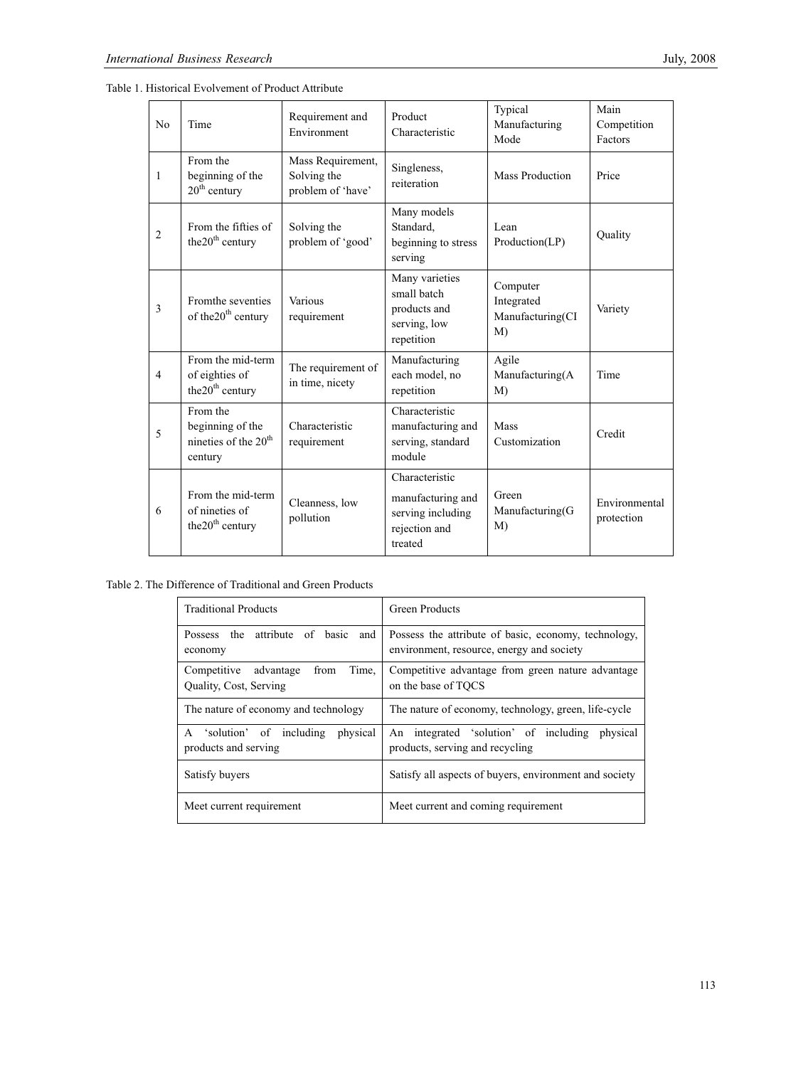Table 1. Historical Evolvement of Product Attribute

| No | Time | Requirement and Environment | Product Characteristic | Typical Manufacturing Mode | Main Competition Factors |
|---|---|---|---|---|---|
| 1 | From the beginning of the 20th century | Mass Requirement, Solving the problem of 'have' | Singleness, reiteration | Mass Production | Price |
| 2 | From the fifties of the20th century | Solving the problem of 'good' | Many models Standard, beginning to stress serving | Lean Production(LP) | Quality |
| 3 | Fromthe seventies of the20th century | Various requirement | Many varieties small batch products and serving, low repetition | Computer Integrated Manufacturing(CIM) | Variety |
| 4 | From the mid-term of eighties of the20th century | The requirement of in time, nicety | Manufacturing each model, no repetition | Agile Manufacturing(AM) | Time |
| 5 | From the beginning of the nineties of the 20th century | Characteristic requirement | Characteristic manufacturing and serving, standard module | Mass Customization | Credit |
| 6 | From the mid-term of nineties of the20th century | Cleanness, low pollution | Characteristic manufacturing and serving including rejection and treated | Green Manufacturing(GM) | Environmental protection |

Table 2. The Difference of Traditional and Green Products

| Traditional Products | Green Products |
|---|---|
| Possess the attribute of basic and economy | Possess the attribute of basic, economy, technology, environment, resource, energy and society |
| Competitive advantage from Time, Quality, Cost, Serving | Competitive advantage from green nature advantage on the base of TQCS |
| The nature of economy and technology | The nature of economy, technology, green, life-cycle |
| A 'solution' of including physical products and serving | An integrated 'solution' of including physical products, serving and recycling |
| Satisfy buyers | Satisfy all aspects of buyers, environment and society |
| Meet current requirement | Meet current and coming requirement |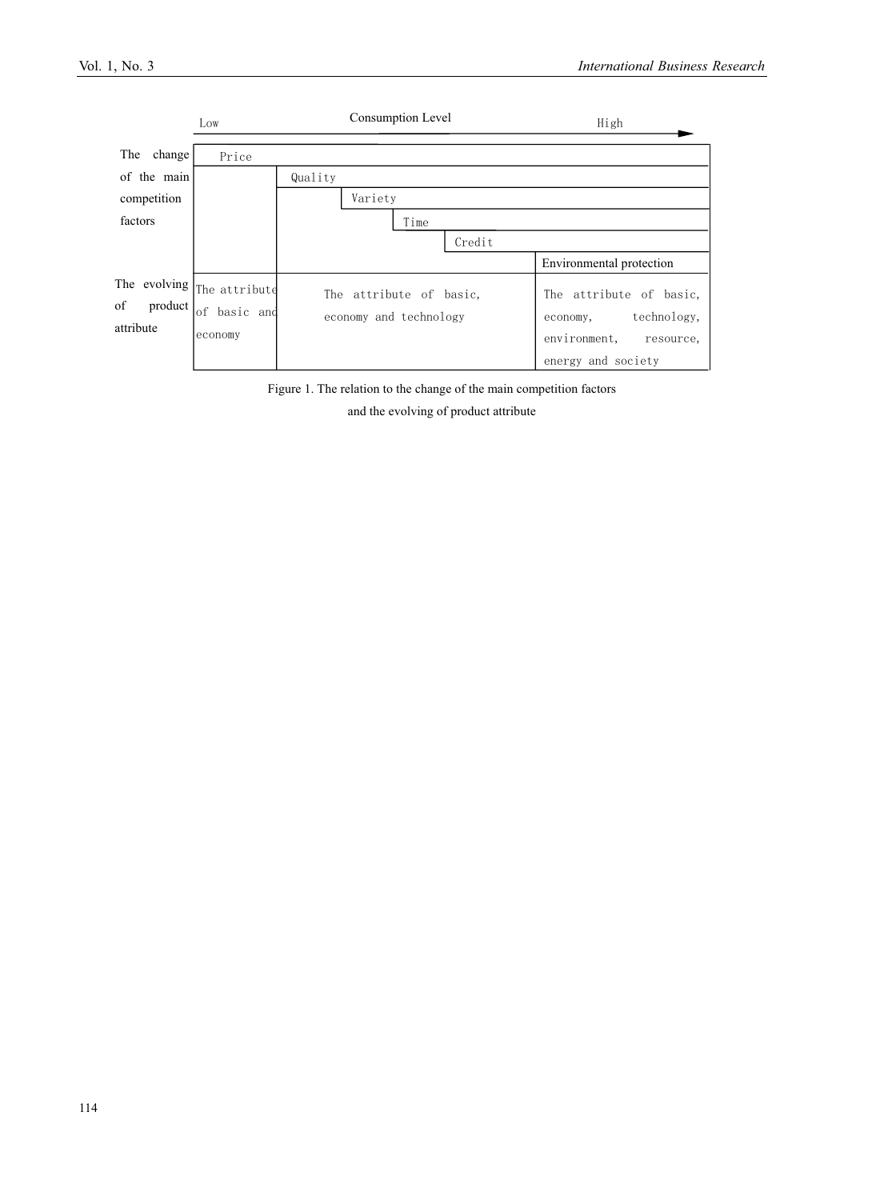Consumption Level

Low

High

The change of the main competition factors

Price

Quality

Variety

Time

Credit

Environmental protection

The evolving of product attribute

The attribute of basic and economy

The attribute of basic, economy and technology

The attribute of basic, economy, technology, environment, resource, energy and society

Figure 1. The relation to the change of the main competition factors and the evolving of product attribute